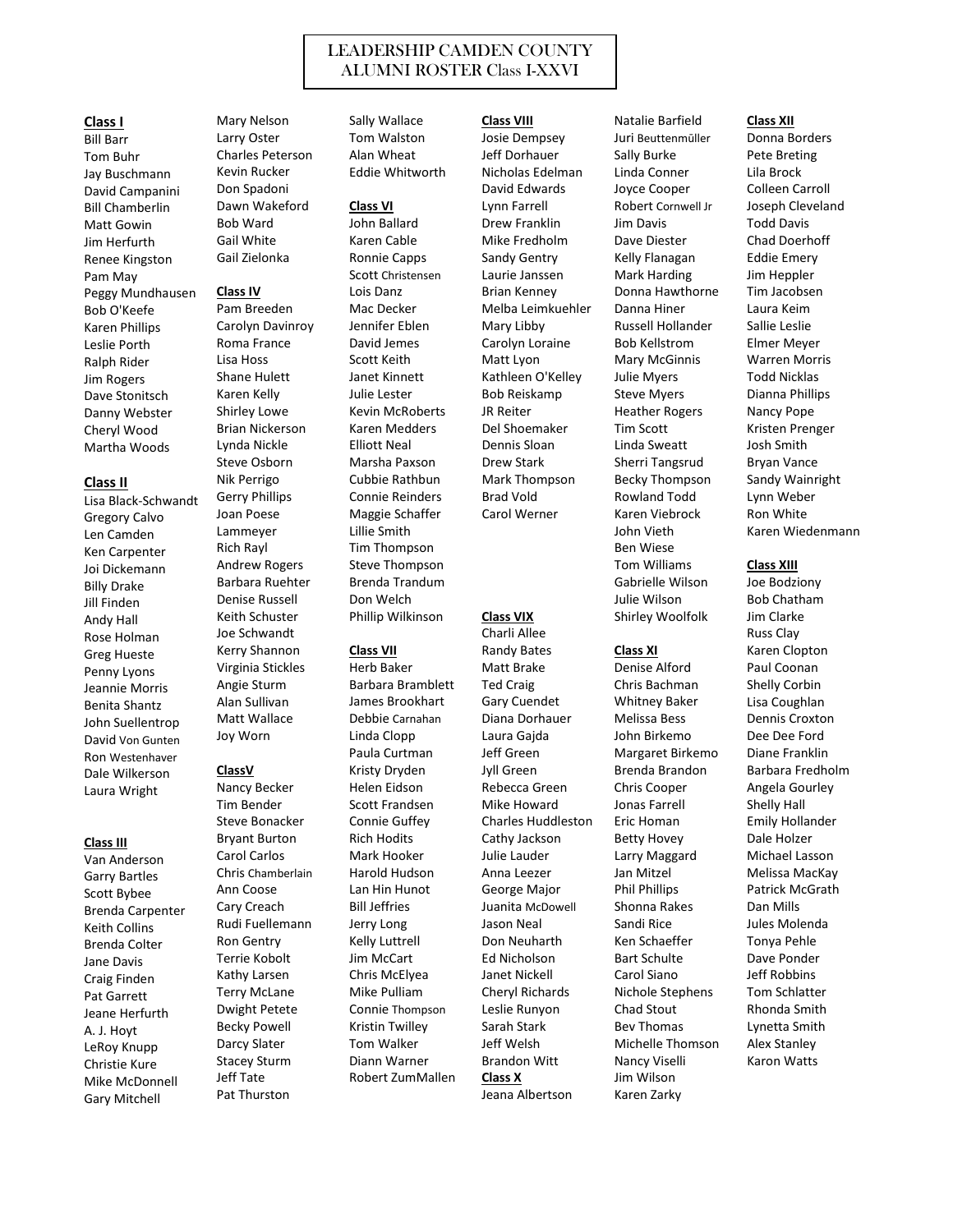# LEADERSHIP CAMDEN COUNTY ALUMNI ROSTER Class I-XXVI

**Class I**

Bill Barr
Tom Buhr
Jay Buschmann
David Campanini
Bill Chamberlin
Matt Gowin
Jim Herfurth
Renee Kingston
Pam May
Peggy Mundhausen
Bob O'Keefe
Karen Phillips
Leslie Porth
Ralph Rider
Jim Rogers
Dave Stonitsch
Danny Webster
Cheryl Wood
Martha Woods

**Class II**

Lisa Black-Schwandt
Gregory Calvo
Len Camden
Ken Carpenter
Joi Dickemann
Billy Drake
Jill Finden
Andy Hall
Rose Holman
Greg Hueste
Penny Lyons
Jeannie Morris
Benita Shantz
John Suellentrop
David Von Gunten
Ron Westenhaver
Dale Wilkerson
Laura Wright

**Class III**

Van Anderson
Garry Bartles
Scott Bybee
Brenda Carpenter
Keith Collins
Brenda Colter
Jane Davis
Craig Finden
Pat Garrett
Jeane Herfurth
A. J. Hoyt
LeRoy Knupp
Christie Kure
Mike McDonnell
Gary Mitchell
Mary Nelson
Larry Oster
Charles Peterson
Kevin Rucker
Don Spadoni
Dawn Wakeford
Bob Ward
Gail White
Gail Zielonka

**Class IV**

Pam Breeden
Carolyn Davinroy
Roma France
Lisa Hoss
Shane Hulett
Karen Kelly
Shirley Lowe
Brian Nickerson
Lynda Nickle
Steve Osborn
Nik Perrigo
Gerry Phillips
Joan Poese
Lammeyer
Rich Rayl
Andrew Rogers
Barbara Ruehter
Denise Russell
Keith Schuster
Joe Schwandt
Kerry Shannon
Virginia Stickles
Angie Sturm
Alan Sullivan
Matt Wallace
Joy Worn

**ClassV**

Nancy Becker
Tim Bender
Steve Bonacker
Bryant Burton
Carol Carlos
Chris Chamberlain
Ann Coose
Cary Creach
Rudi Fuellemann
Ron Gentry
Terrie Kobolt
Kathy Larsen
Terry McLane
Dwight Petete
Becky Powell
Darcy Slater
Stacey Sturm
Jeff Tate
Pat Thurston
Sally Wallace
Tom Walston
Alan Wheat
Eddie Whitworth

**Class VI**

John Ballard
Karen Cable
Ronnie Capps
Scott Christensen
Lois Danz
Mac Decker
Jennifer Eblen
David Jemes
Scott Keith
Janet Kinnett
Julie Lester
Kevin McRoberts
Karen Medders
Elliott Neal
Marsha Paxson
Cubbie Rathbun
Connie Reinders
Maggie Schaffer
Lillie Smith
Tim Thompson
Steve Thompson
Brenda Trandum
Don Welch
Phillip Wilkinson

**Class VII**

Herb Baker
Barbara Bramblett
James Brookhart
Debbie Carnahan
Linda Clopp
Paula Curtman
Kristy Dryden
Helen Eidson
Scott Frandsen
Connie Guffey
Rich Hodits
Mark Hooker
Harold Hudson
Lan Hin Hunot
Bill Jeffries
Jerry Long
Kelly Luttrell
Jim McCart
Chris McElyea
Mike Pulliam
Connie Thompson
Kristin Twilley
Tom Walker
Diann Warner
Robert ZumMallen

**Class VIII**

Josie Dempsey
Jeff Dorhauer
Nicholas Edelman
David Edwards
Lynn Farrell
Drew Franklin
Mike Fredholm
Sandy Gentry
Laurie Janssen
Brian Kenney
Melba Leimkuehler
Mary Libby
Carolyn Loraine
Matt Lyon
Kathleen O'Kelley
Bob Reiskamp
JR Reiter
Del Shoemaker
Dennis Sloan
Drew Stark
Mark Thompson
Brad Vold
Carol Werner

**Class VIX**

Charli Allee
Randy Bates
Matt Brake
Ted Craig
Gary Cuendet
Diana Dorhauer
Laura Gajda
Jeff Green
Jyll Green
Rebecca Green
Mike Howard
Charles Huddleston
Cathy Jackson
Julie Lauder
Anna Leezer
George Major
Juanita McDowell
Jason Neal
Don Neuharth
Ed Nicholson
Janet Nickell
Cheryl Richards
Leslie Runyon
Sarah Stark
Jeff Welsh
Brandon Witt

**Class X**

Jeana Albertson
Natalie Barfield
Juri Beuttenmüller
Sally Burke
Linda Conner
Joyce Cooper
Robert Cornwell Jr
Jim Davis
Dave Diester
Kelly Flanagan
Mark Harding
Donna Hawthorne
Danna Hiner
Russell Hollander
Bob Kellstrom
Mary McGinnis
Julie Myers
Steve Myers
Heather Rogers
Tim Scott
Linda Sweatt
Sherri Tangsrud
Becky Thompson
Rowland Todd
Karen Viebrock
John Vieth
Ben Wiese
Tom Williams
Gabrielle Wilson
Julie Wilson
Shirley Woolfolk

**Class XI**

Denise Alford
Chris Bachman
Whitney Baker
Melissa Bess
John Birkemo
Margaret Birkemo
Brenda Brandon
Chris Cooper
Jonas Farrell
Eric Homan
Betty Hovey
Larry Maggard
Jan Mitzel
Phil Phillips
Shonna Rakes
Sandi Rice
Ken Schaeffer
Bart Schulte
Carol Siano
Nichole Stephens
Chad Stout
Bev Thomas
Michelle Thomson
Nancy Viselli
Jim Wilson
Karen Zarky

**Class XII**

Donna Borders
Pete Breting
Lila Brock
Colleen Carroll
Joseph Cleveland
Todd Davis
Chad Doerhoff
Eddie Emery
Jim Heppler
Tim Jacobsen
Laura Keim
Sallie Leslie
Elmer Meyer
Warren Morris
Todd Nicklas
Dianna Phillips
Nancy Pope
Kristen Prenger
Josh Smith
Bryan Vance
Sandy Wainright
Lynn Weber
Ron White
Karen Wiedenmann

**Class XIII**

Joe Bodziony
Bob Chatham
Jim Clarke
Russ Clay
Karen Clopton
Paul Coonan
Shelly Corbin
Lisa Coughlan
Dennis Croxton
Dee Dee Ford
Diane Franklin
Barbara Fredholm
Angela Gourley
Shelly Hall
Emily Hollander
Dale Holzer
Michael Lasson
Melissa MacKay
Patrick McGrath
Dan Mills
Jules Molenda
Tonya Pehle
Dave Ponder
Jeff Robbins
Tom Schlatter
Rhonda Smith
Lynetta Smith
Alex Stanley
Karon Watts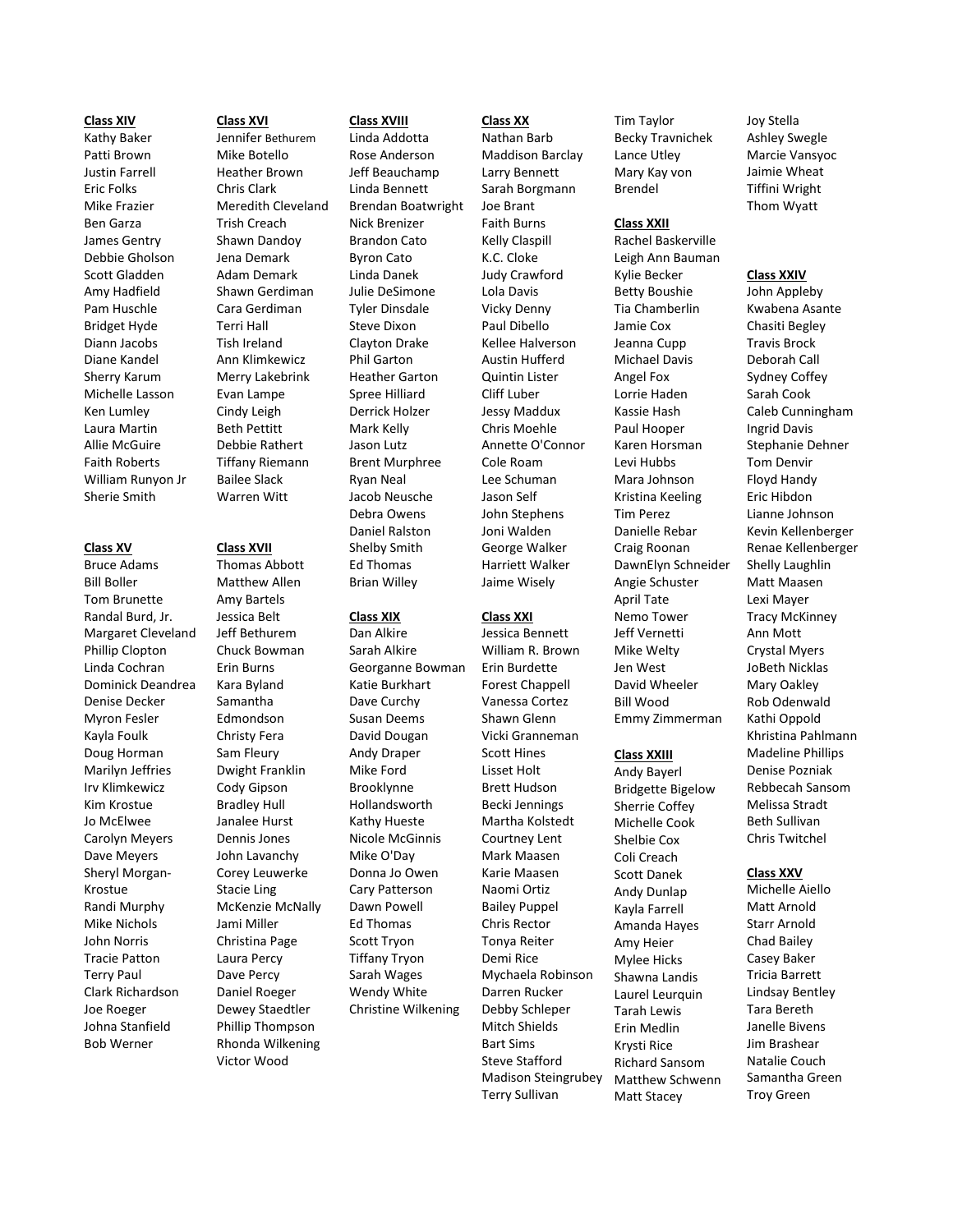**Class XIV**

Kathy Baker
Patti Brown
Justin Farrell
Eric Folks
Mike Frazier
Ben Garza
James Gentry
Debbie Gholson
Scott Gladden
Amy Hadfield
Pam Huschle
Bridget Hyde
Diann Jacobs
Diane Kandel
Sherry Karum
Michelle Lasson
Ken Lumley
Laura Martin
Allie McGuire
Faith Roberts
William Runyon Jr
Sherie Smith

**Class XV**

Bruce Adams
Bill Boller
Tom Brunette
Randal Burd, Jr.
Margaret Cleveland
Phillip Clopton
Linda Cochran
Dominick Deandrea
Denise Decker
Myron Fesler
Kayla Foulk
Doug Horman
Marilyn Jeffries
Irv Klimkewicz
Kim Krostue
Jo McElwee
Carolyn Meyers
Dave Meyers
Sheryl Morgan-Krostue
Randi Murphy
Mike Nichols
John Norris
Tracie Patton
Terry Paul
Clark Richardson
Joe Roeger
Johna Stanfield
Bob Werner

**Class XVI**

Jennifer Bethurem
Mike Botello
Heather Brown
Chris Clark
Meredith Cleveland
Trish Creach
Shawn Dandoy
Jena Demark
Adam Demark
Shawn Gerdiman
Cara Gerdiman
Terri Hall
Tish Ireland
Ann Klimkewicz
Merry Lakebrink
Evan Lampe
Cindy Leigh
Beth Pettitt
Debbie Rathert
Tiffany Riemann
Bailee Slack
Warren Witt

**Class XVII**

Thomas Abbott
Matthew Allen
Amy Bartels
Jessica Belt
Jeff Bethurem
Chuck Bowman
Erin Burns
Kara Byland
Samantha Edmondson
Christy Fera
Sam Fleury
Dwight Franklin
Cody Gipson
Bradley Hull
Janalee Hurst
Dennis Jones
John Lavanchy
Corey Leuwerke
Stacie Ling
McKenzie McNally
Jami Miller
Christina Page
Laura Percy
Dave Percy
Daniel Roeger
Dewey Staedtler
Phillip Thompson
Rhonda Wilkening
Victor Wood

**Class XVIII**

Linda Addotta
Rose Anderson
Jeff Beauchamp
Linda Bennett
Brendan Boatwright
Nick Brenizer
Brandon Cato
Byron Cato
Linda Danek
Julie DeSimone
Tyler Dinsdale
Steve Dixon
Clayton Drake
Phil Garton
Heather Garton
Spree Hilliard
Derrick Holzer
Mark Kelly
Jason Lutz
Brent Murphree
Ryan Neal
Jacob Neusche
Debra Owens
Daniel Ralston
Shelby Smith
Ed Thomas
Brian Willey

**Class XIX**

Dan Alkire
Sarah Alkire
Georganne Bowman
Katie Burkhart
Dave Curchy
Susan Deems
David Dougan
Andy Draper
Mike Ford
Brooklynne Hollandsworth
Kathy Hueste
Nicole McGinnis
Mike O'Day
Donna Jo Owen
Cary Patterson
Dawn Powell
Ed Thomas
Scott Tryon
Tiffany Tryon
Sarah Wages
Wendy White
Christine Wilkening

**Class XX**

Nathan Barb
Maddison Barclay
Larry Bennett
Sarah Borgmann
Joe Brant
Faith Burns
Kelly Claspill
K.C. Cloke
Judy Crawford
Lola Davis
Vicky Denny
Paul Dibello
Kellee Halverson
Austin Hufferd
Quintin Lister
Cliff Luber
Jessy Maddux
Chris Moehle
Annette O'Connor
Cole Roam
Lee Schuman
Jason Self
John Stephens
Joni Walden
George Walker
Harriett Walker
Jaime Wisely
Tim Taylor
Becky Travnichek
Lance Utley
Mary Kay von Brendel

**Class XXI**

Jessica Bennett
William R. Brown
Erin Burdette
Forest Chappell
Vanessa Cortez
Shawn Glenn
Vicki Granneman
Scott Hines
Lisset Holt
Brett Hudson
Becki Jennings
Martha Kolstedt
Courtney Lent
Mark Maasen
Karie Maasen
Naomi Ortiz
Bailey Puppel
Chris Rector
Tonya Reiter
Demi Rice
Mychaela Robinson
Darren Rucker
Debby Schleper
Mitch Shields
Bart Sims
Steve Stafford
Madison Steingrubey
Terry Sullivan
Joy Stella
Ashley Swegle
Marcie Vansyoc
Jaimie Wheat
Tiffini Wright
Thom Wyatt

**Class XXII**

Rachel Baskerville
Leigh Ann Bauman
Kylie Becker
Betty Boushie
Tia Chamberlin
Jamie Cox
Jeanna Cupp
Michael Davis
Angel Fox
Lorrie Haden
Kassie Hash
Paul Hooper
Karen Horsman
Levi Hubbs
Mara Johnson
Kristina Keeling
Tim Perez
Danielle Rebar
Craig Roonan
DawnElyn Schneider
Angie Schuster
April Tate
Nemo Tower
Jeff Vernetti
Mike Welty
Jen West
David Wheeler
Bill Wood
Emmy Zimmerman

**Class XXIII**

Andy Bayerl
Bridgette Bigelow
Sherrie Coffey
Michelle Cook
Shelbie Cox
Coli Creach
Scott Danek
Andy Dunlap
Kayla Farrell
Amanda Hayes
Amy Heier
Mylee Hicks
Shawna Landis
Laurel Leurquin
Tarah Lewis
Erin Medlin
Krysti Rice
Richard Sansom
Matthew Schwenn
Matt Stacey

**Class XXIV**

John Appleby
Kwabena Asante
Chasiti Begley
Travis Brock
Deborah Call
Sydney Coffey
Sarah Cook
Caleb Cunningham
Ingrid Davis
Stephanie Dehner
Tom Denvir
Floyd Handy
Eric Hibdon
Lianne Johnson
Kevin Kellenberger
Renae Kellenberger
Shelly Laughlin
Matt Maasen
Lexi Mayer
Tracy McKinney
Ann Mott
Crystal Myers
JoBeth Nicklas
Mary Oakley
Rob Odenwald
Kathi Oppold
Khristina Pahlmann
Madeline Phillips
Denise Pozniak
Rebbecah Sansom
Melissa Stradt
Beth Sullivan
Chris Twitchel

**Class XXV**

Michelle Aiello
Matt Arnold
Starr Arnold
Chad Bailey
Casey Baker
Tricia Barrett
Lindsay Bentley
Tara Bereth
Janelle Bivens
Jim Brashear
Natalie Couch
Samantha Green
Troy Green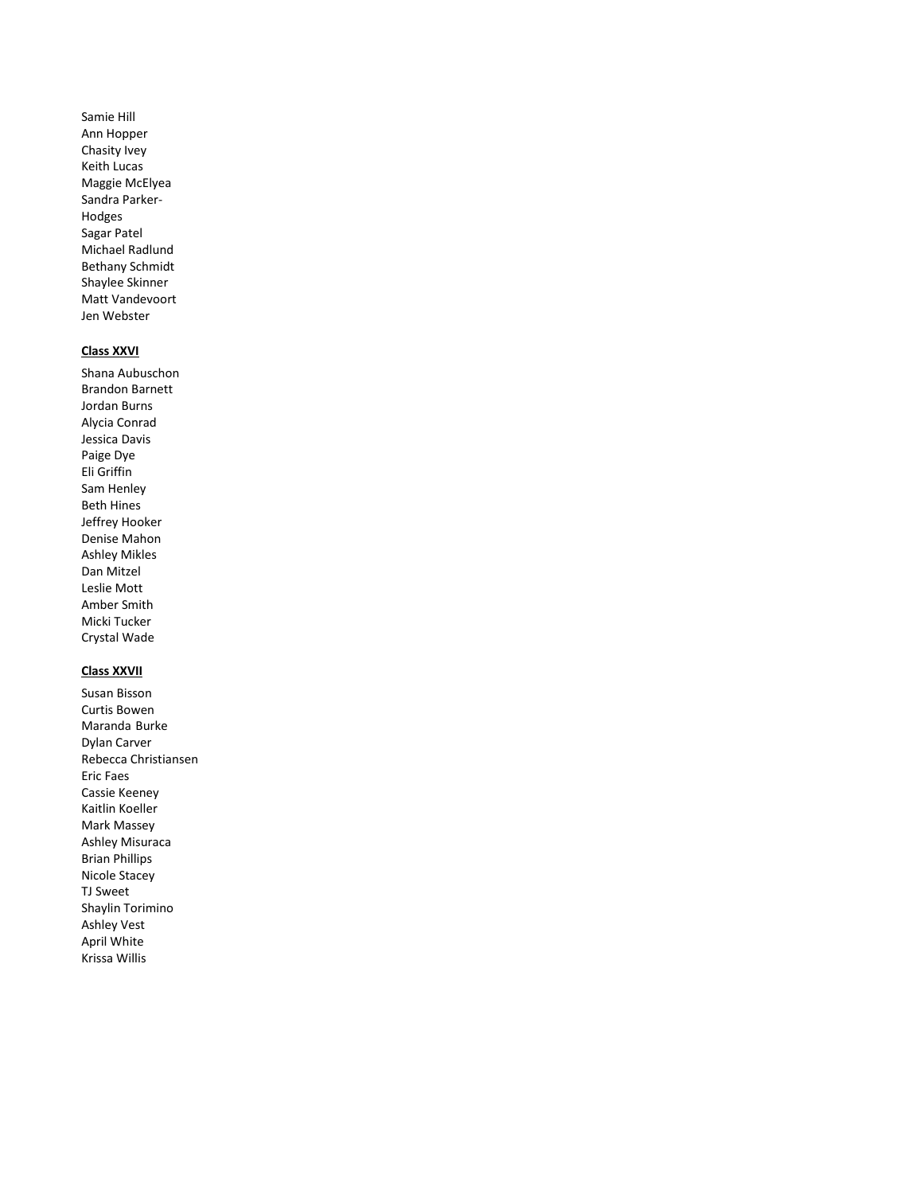Samie Hill
Ann Hopper
Chasity Ivey
Keith Lucas
Maggie McElyea
Sandra Parker-Hodges
Sagar Patel
Michael Radlund
Bethany Schmidt
Shaylee Skinner
Matt Vandevoort
Jen Webster

**Class XXVI**

Shana Aubuschon
Brandon Barnett
Jordan Burns
Alycia Conrad
Jessica Davis
Paige Dye
Eli Griffin
Sam Henley
Beth Hines
Jeffrey Hooker
Denise Mahon
Ashley Mikles
Dan Mitzel
Leslie Mott
Amber Smith
Micki Tucker
Crystal Wade

**Class XXVII**

Susan Bisson
Curtis Bowen
Maranda Burke
Dylan Carver
Rebecca Christiansen
Eric Faes
Cassie Keeney
Kaitlin Koeller
Mark Massey
Ashley Misuraca
Brian Phillips
Nicole Stacey
TJ Sweet
Shaylin Torimino
Ashley Vest
April White
Krissa Willis